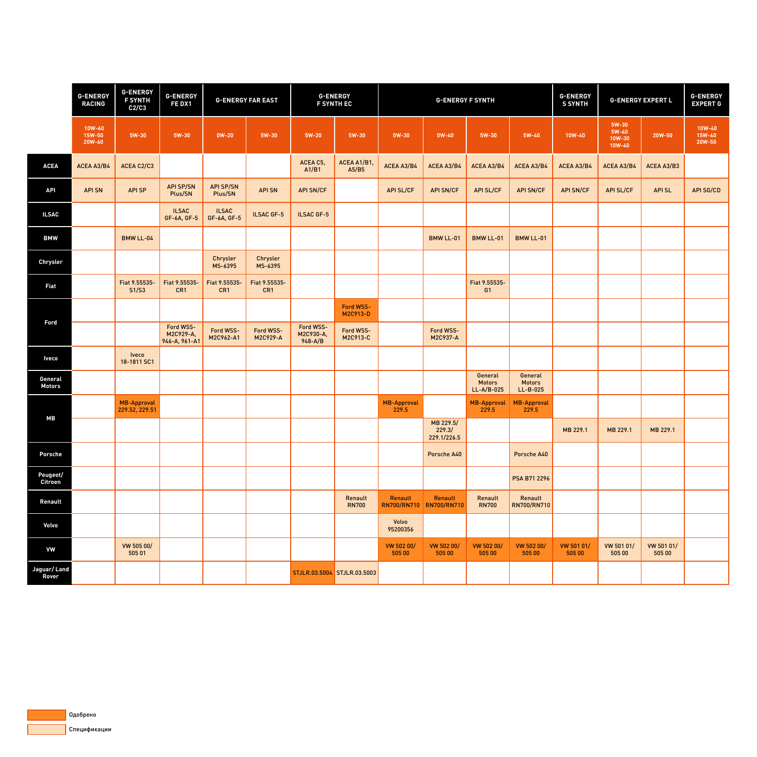| | G-ENERGY RACING | G-ENERGY F SYNTH C2/C3 | G-ENERGY FE DX1 | G-ENERGY FAR EAST | | G-ENERGY F SYNTH EC | | G-ENERGY F SYNTH | | | | G-ENERGY S SYNTH | G-ENERGY EXPERT L | | G-ENERGY EXPERT G |
|---|---|---|---|---|---|---|---|---|---|---|---|---|---|---|---|
| | 10W-60 15W-50 20W-60 | 5W-30 | 5W-30 | 0W-20 | 5W-30 | 5W-20 | 5W-30 | 0W-30 | 0W-40 | 5W-30 | 5W-40 | 10W-40 | 5W-30 5W-40 10W-30 10W-40 | 20W-50 | 10W-40 15W-40 20W-50 |
| ACEA | ACEA A3/B4 | ACEA C2/C3 | | | | ACEA C5, A1/B1 | ACEA A1/B1, A5/B5 | ACEA A3/B4 | ACEA A3/B4 | ACEA A3/B4 | ACEA A3/B4 | ACEA A3/B4 | ACEA A3/B4 | ACEA A3/B3 | |
| API | API SN | API SP | API SP/SN Plus/SN | API SP/SN Plus/SN | API SN | API SN/CF | | API SL/CF | API SN/CF | API SL/CF | API SN/CF | API SN/CF | API SL/CF | API SL | API SG/CD |
| ILSAC | | | ILSAC GF-6A, GF-5 | ILSAC GF-6A, GF-5 | ILSAC GF-5 | ILSAC GF-5 | | | | | | | | | |
| BMW | | BMW LL-04 | | | | | | | BMW LL-01 | BMW LL-01 | BMW LL-01 | | | | |
| Chrysler | | | | Chrysler MS-6395 | Chrysler MS-6395 | | | | | | | | | | |
| Fiat | | Fiat 9.55535-S1/S3 | Fiat 9.55535-CR1 | Fiat 9.55535-CR1 | Fiat 9.55535-CR1 | | | | | Fiat 9.55535-G1 | | | | | |
| Ford | | | | | | | Ford WSS-M2C913-D | | | | | | | | |
| | | | Ford WSS-M2C929-A, 946-A, 961-A1 | Ford WSS-M2C962-A1 | Ford WSS-M2C929-A | Ford WSS-M2C930-A, 948-A/B | Ford WSS-M2C913-C | | Ford WSS-M2C937-A | | | | | | |
| Iveco | | Iveco 18-1811 SC1 | | | | | | | | | | | | | |
| General Motors | | | | | | | | | | General Motors LL-A/B-025 | General Motors LL-B-025 | | | | |
| MB | | MB-Approval 229.52, 229.51 | | | | | | MB-Approval 229.5 | | MB-Approval 229.5 | MB-Approval 229.5 | | | | |
| | | | | | | | | | MB 229.5/ 229.3/ 229.1/226.5 | | | MB 229.1 | MB 229.1 | MB 229.1 | |
| Porsche | | | | | | | | | Porsche A40 | | Porsche A40 | | | | |
| Peugeot/ Citroen | | | | | | | | | | | PSA B71 2296 | | | | |
| Renault | | | | | | | Renault RN700 | Renault RN700/RN710 | Renault RN700/RN710 | Renault RN700 | Renault RN700/RN710 | | | | |
| Volvo | | | | | | | | Volvo 95200356 | | | | | | | |
| VW | | VW 505 00/ 505 01 | | | | | | VW 502 00/ 505 00 | VW 502 00/ 505 00 | VW 502 00/ 505 00 | VW 502 00/ 505 00 | VW 501 01/ 505 00 | VW 501 01/ 505 00 | VW 501 01/ 505 00 | |
| Jaguar/ Land Rover | | | | | | STJLR.03.5004 | STJLR.03.5003 | | | | | | | | |

Одобрено

Спецификации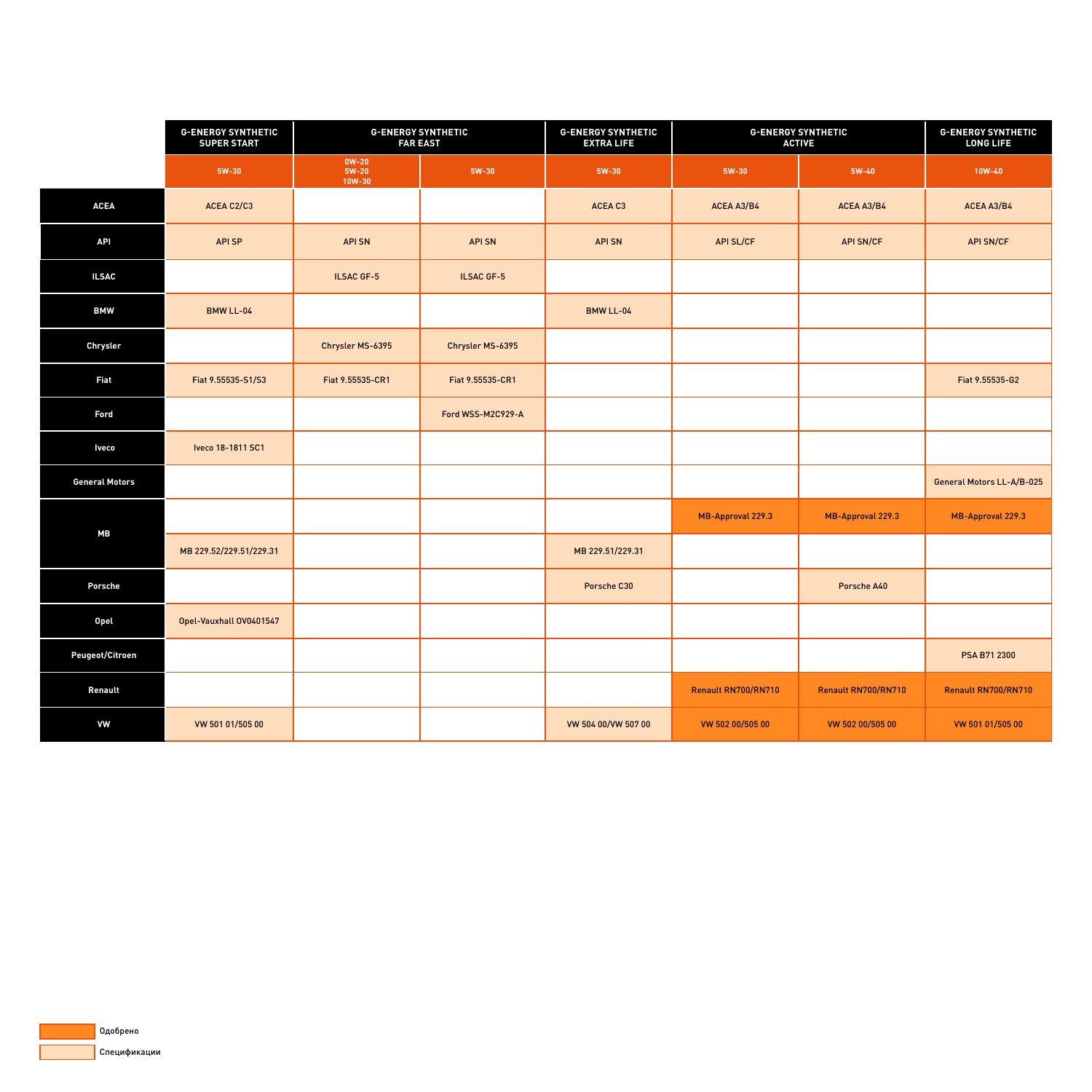| | G-ENERGY SYNTHETIC SUPER START | G-ENERGY SYNTHETIC FAR EAST | | G-ENERGY SYNTHETIC EXTRA LIFE | G-ENERGY SYNTHETIC ACTIVE | | G-ENERGY SYNTHETIC LONG LIFE |
|---|---|---|---|---|---|---|---|
| | 5W-30 | 0W-20 5W-20 10W-30 | 5W-30 | 5W-30 | 5W-30 | 5W-40 | 10W-40 |
| ACEA | ACEA C2/C3 | | | ACEA C3 | ACEA A3/B4 | ACEA A3/B4 | ACEA A3/B4 |
| API | API SP | API SN | API SN | API SN | API SL/CF | API SN/CF | API SN/CF |
| ILSAC | | ILSAC GF-5 | ILSAC GF-5 | | | | |
| BMW | BMW LL-04 | | | BMW LL-04 | | | |
| Chrysler | | Chrysler MS-6395 | Chrysler MS-6395 | | | | |
| Fiat | Fiat 9.55535-S1/S3 | Fiat 9.55535-CR1 | Fiat 9.55535-CR1 | | | | Fiat 9.55535-G2 |
| Ford | | | Ford WSS-M2C929-A | | | | |
| Iveco | Iveco 18-1811 SC1 | | | | | | |
| General Motors | | | | | | | General Motors LL-A/B-025 |
| MB | | | | | MB-Approval 229.3 | MB-Approval 229.3 | MB-Approval 229.3 |
| MB | MB 229.52/229.51/229.31 | | | MB 229.51/229.31 | | | |
| Porsche | | | | Porsche C30 | | Porsche A40 | |
| Opel | Opel-Vauxhall OV0401547 | | | | | | |
| Peugeot/Citroen | | | | | | | PSA B71 2300 |
| Renault | | | | | Renault RN700/RN710 | Renault RN700/RN710 | Renault RN700/RN710 |
| VW | VW 501 01/505 00 | | | VW 504 00/VW 507 00 | VW 502 00/505 00 | VW 502 00/505 00 | VW 501 01/505 00 |

Одобрено

Спецификации